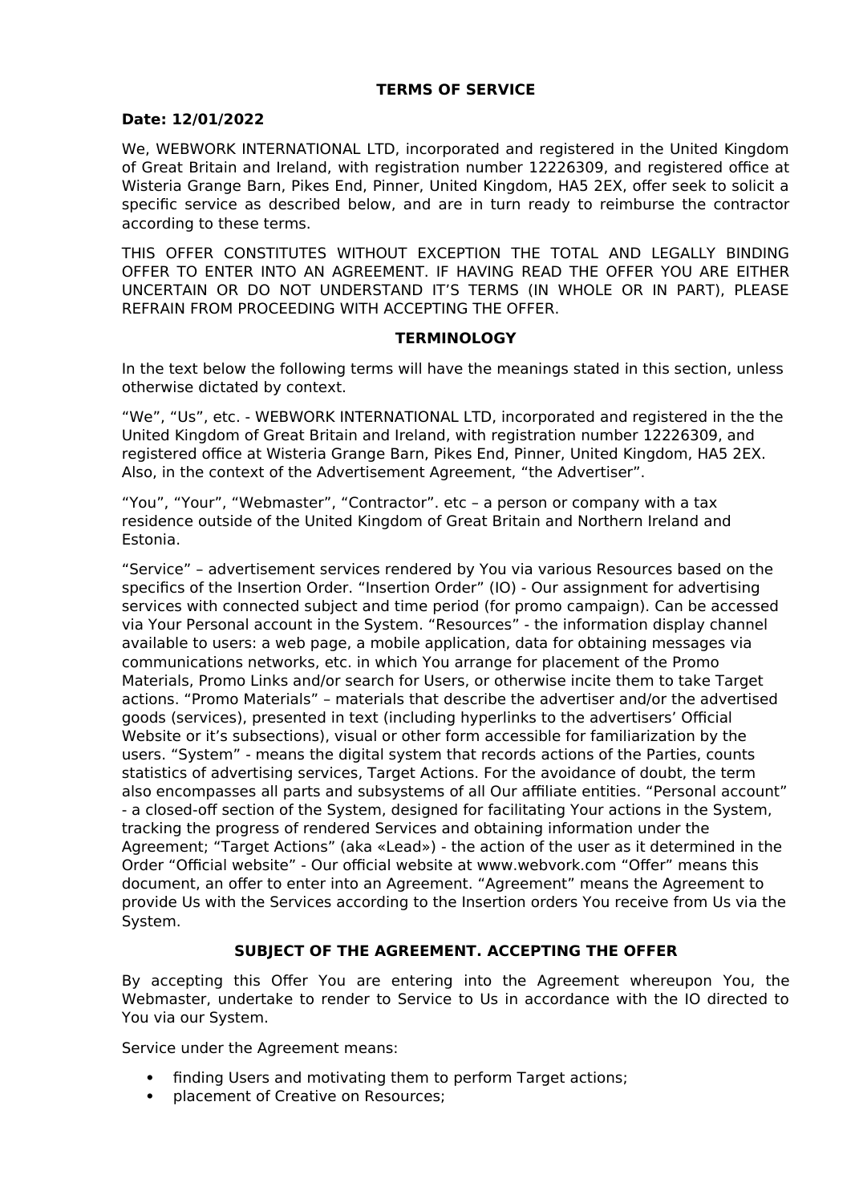# TERMS OF SERVICE

**Date: 12/01/2022**

We, WEBWORK INTERNATIONAL LTD, incorporated and registered in the United Kingdom of Great Britain and Ireland, with registration number 12226309, and registered office at Wisteria Grange Barn, Pikes End, Pinner, United Kingdom, HA5 2EX, offer seek to solicit a specific service as described below, and are in turn ready to reimburse the contractor according to these terms.

THIS OFFER CONSTITUTES WITHOUT EXCEPTION THE TOTAL AND LEGALLY BINDING OFFER TO ENTER INTO AN AGREEMENT. IF HAVING READ THE OFFER YOU ARE EITHER UNCERTAIN OR DO NOT UNDERSTAND IT'S TERMS (IN WHOLE OR IN PART), PLEASE REFRAIN FROM PROCEEDING WITH ACCEPTING THE OFFER.

## TERMINOLOGY

In the text below the following terms will have the meanings stated in this section, unless otherwise dictated by context.

"We", "Us", etc. - WEBWORK INTERNATIONAL LTD, incorporated and registered in the the United Kingdom of Great Britain and Ireland, with registration number 12226309, and registered office at Wisteria Grange Barn, Pikes End, Pinner, United Kingdom, HA5 2EX. Also, in the context of the Advertisement Agreement, "the Advertiser".

"You", "Your", "Webmaster", "Contractor". etc – a person or company with a tax residence outside of the United Kingdom of Great Britain and Northern Ireland and Estonia.

"Service" – advertisement services rendered by You via various Resources based on the specifics of the Insertion Order. "Insertion Order" (IO) - Our assignment for advertising services with connected subject and time period (for promo campaign). Can be accessed via Your Personal account in the System. "Resources" - the information display channel available to users: a web page, a mobile application, data for obtaining messages via communications networks, etc. in which You arrange for placement of the Promo Materials, Promo Links and/or search for Users, or otherwise incite them to take Target actions. "Promo Materials" – materials that describe the advertiser and/or the advertised goods (services), presented in text (including hyperlinks to the advertisers' Official Website or it's subsections), visual or other form accessible for familiarization by the users. "System" - means the digital system that records actions of the Parties, counts statistics of advertising services, Target Actions. For the avoidance of doubt, the term also encompasses all parts and subsystems of all Our affiliate entities. "Personal account" - a closed-off section of the System, designed for facilitating Your actions in the System, tracking the progress of rendered Services and obtaining information under the Agreement; "Target Actions" (aka «Lead») - the action of the user as it determined in the Order "Official website" - Our official website at www.webvork.com "Offer" means this document, an offer to enter into an Agreement. "Agreement" means the Agreement to provide Us with the Services according to the Insertion orders You receive from Us via the System.

## SUBJECT OF THE AGREEMENT. ACCEPTING THE OFFER

By accepting this Offer You are entering into the Agreement whereupon You, the Webmaster, undertake to render to Service to Us in accordance with the IO directed to You via our System.

Service under the Agreement means:

- finding Users and motivating them to perform Target actions;
- placement of Creative on Resources;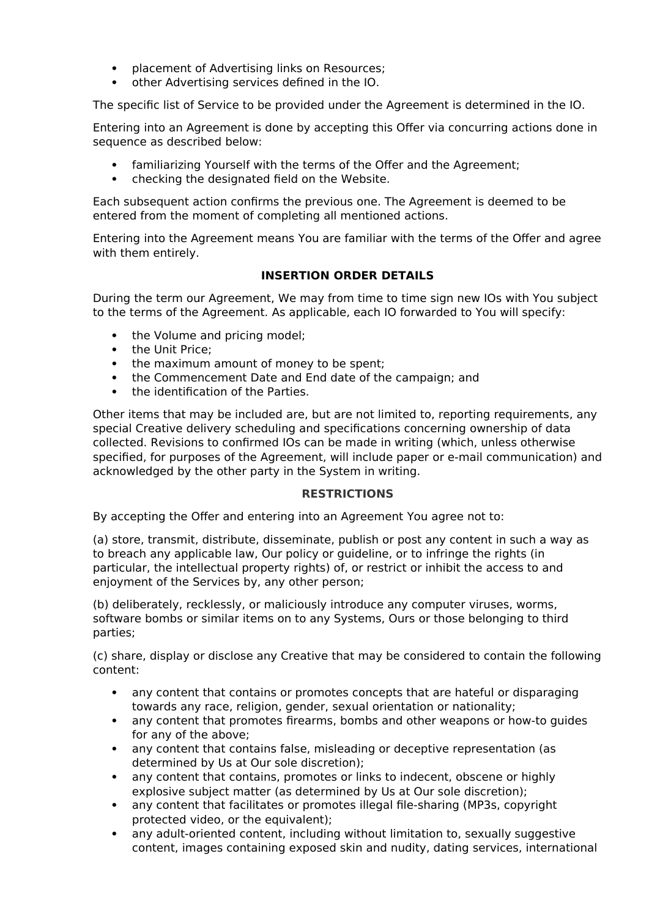- placement of Advertising links on Resources;
- other Advertising services defined in the IO.

The specific list of Service to be provided under the Agreement is determined in the IO.

Entering into an Agreement is done by accepting this Offer via concurring actions done in sequence as described below:

- familiarizing Yourself with the terms of the Offer and the Agreement;
- checking the designated field on the Website.

Each subsequent action confirms the previous one. The Agreement is deemed to be entered from the moment of completing all mentioned actions.

Entering into the Agreement means You are familiar with the terms of the Offer and agree with them entirely.

## INSERTION ORDER DETAILS

During the term our Agreement, We may from time to time sign new IOs with You subject to the terms of the Agreement. As applicable, each IO forwarded to You will specify:

- the Volume and pricing model;
- the Unit Price;
- the maximum amount of money to be spent;
- the Commencement Date and End date of the campaign; and
- the identification of the Parties.

Other items that may be included are, but are not limited to, reporting requirements, any special Creative delivery scheduling and specifications concerning ownership of data collected. Revisions to confirmed IOs can be made in writing (which, unless otherwise specified, for purposes of the Agreement, will include paper or e-mail communication) and acknowledged by the other party in the System in writing.

## RESTRICTIONS

By accepting the Offer and entering into an Agreement You agree not to:

(a) store, transmit, distribute, disseminate, publish or post any content in such a way as to breach any applicable law, Our policy or guideline, or to infringe the rights (in particular, the intellectual property rights) of, or restrict or inhibit the access to and enjoyment of the Services by, any other person;

(b) deliberately, recklessly, or maliciously introduce any computer viruses, worms, software bombs or similar items on to any Systems, Ours or those belonging to third parties;

(c) share, display or disclose any Creative that may be considered to contain the following content:

- any content that contains or promotes concepts that are hateful or disparaging towards any race, religion, gender, sexual orientation or nationality;
- any content that promotes firearms, bombs and other weapons or how-to guides for any of the above;
- any content that contains false, misleading or deceptive representation (as determined by Us at Our sole discretion);
- any content that contains, promotes or links to indecent, obscene or highly explosive subject matter (as determined by Us at Our sole discretion);
- any content that facilitates or promotes illegal file-sharing (MP3s, copyright protected video, or the equivalent);
- any adult-oriented content, including without limitation to, sexually suggestive content, images containing exposed skin and nudity, dating services, international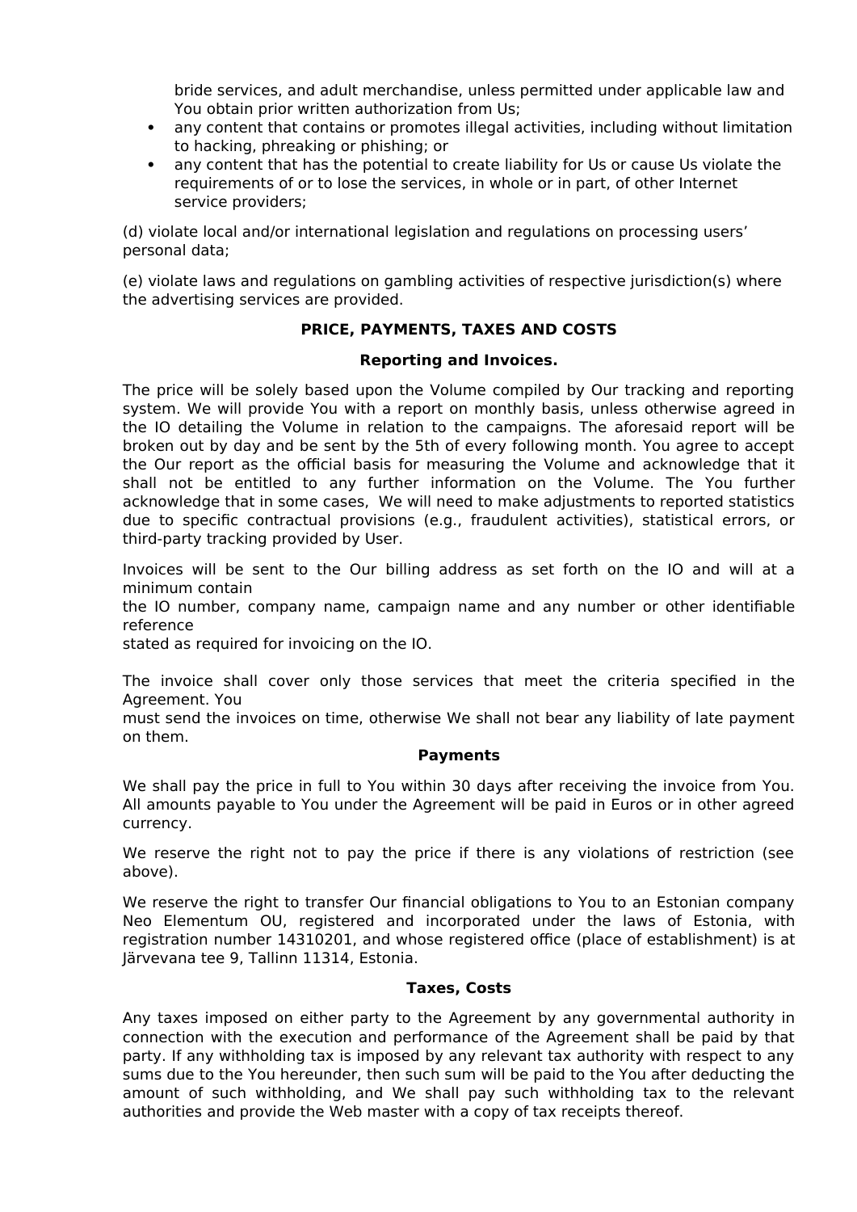bride services, and adult merchandise, unless permitted under applicable law and You obtain prior written authorization from Us;

- any content that contains or promotes illegal activities, including without limitation to hacking, phreaking or phishing; or
- any content that has the potential to create liability for Us or cause Us violate the requirements of or to lose the services, in whole or in part, of other Internet service providers;

(d) violate local and/or international legislation and regulations on processing users' personal data;

(e) violate laws and regulations on gambling activities of respective jurisdiction(s) where the advertising services are provided.

**PRICE, PAYMENTS, TAXES AND COSTS**

**Reporting and Invoices.**

The price will be solely based upon the Volume compiled by Our tracking and reporting system. We will provide You with a report on monthly basis, unless otherwise agreed in the IO detailing the Volume in relation to the campaigns. The aforesaid report will be broken out by day and be sent by the 5th of every following month. You agree to accept the Our report as the official basis for measuring the Volume and acknowledge that it shall not be entitled to any further information on the Volume. The You further acknowledge that in some cases, We will need to make adjustments to reported statistics due to specific contractual provisions (e.g., fraudulent activities), statistical errors, or third-party tracking provided by User.

Invoices will be sent to the Our billing address as set forth on the IO and will at a minimum contain
the IO number, company name, campaign name and any number or other identifiable reference
stated as required for invoicing on the IO.

The invoice shall cover only those services that meet the criteria specified in the Agreement. You
must send the invoices on time, otherwise We shall not bear any liability of late payment on them.

**Payments**

We shall pay the price in full to You within 30 days after receiving the invoice from You. All amounts payable to You under the Agreement will be paid in Euros or in other agreed currency.

We reserve the right not to pay the price if there is any violations of restriction (see above).

We reserve the right to transfer Our financial obligations to You to an Estonian company Neo Elementum OU, registered and incorporated under the laws of Estonia, with registration number 14310201, and whose registered office (place of establishment) is at Järvevana tee 9, Tallinn 11314, Estonia.

**Taxes, Costs**

Any taxes imposed on either party to the Agreement by any governmental authority in connection with the execution and performance of the Agreement shall be paid by that party. If any withholding tax is imposed by any relevant tax authority with respect to any sums due to the You hereunder, then such sum will be paid to the You after deducting the amount of such withholding, and We shall pay such withholding tax to the relevant authorities and provide the Web master with a copy of tax receipts thereof.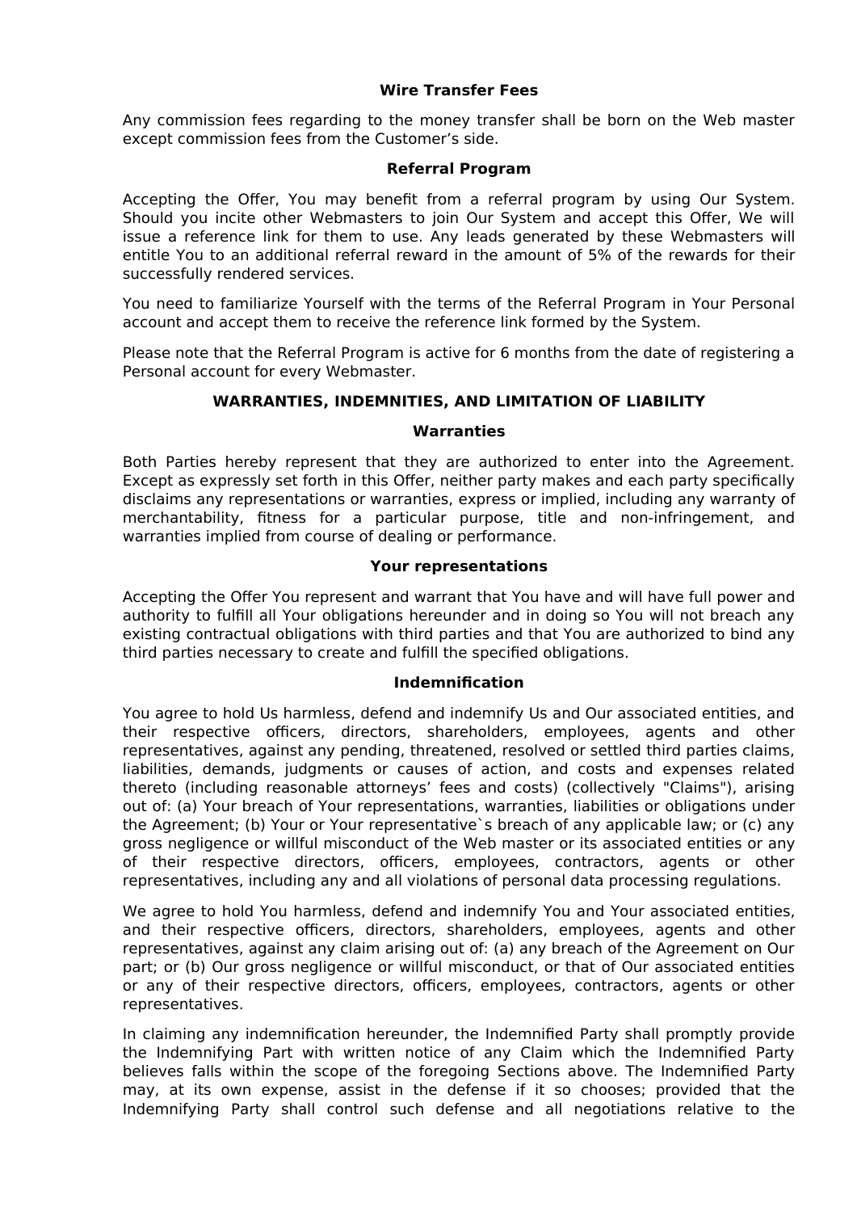### Wire Transfer Fees

Any commission fees regarding to the money transfer shall be born on the Web master except commission fees from the Customer’s side.

### Referral Program

Accepting the Offer, You may benefit from a referral program by using Our System. Should you incite other Webmasters to join Our System and accept this Offer, We will issue a reference link for them to use. Any leads generated by these Webmasters will entitle You to an additional referral reward in the amount of 5% of the rewards for their successfully rendered services.

You need to familiarize Yourself with the terms of the Referral Program in Your Personal account and accept them to receive the reference link formed by the System.

Please note that the Referral Program is active for 6 months from the date of registering a Personal account for every Webmaster.

## WARRANTIES, INDEMNITIES, AND LIMITATION OF LIABILITY

### Warranties

Both Parties hereby represent that they are authorized to enter into the Agreement. Except as expressly set forth in this Offer, neither party makes and each party specifically disclaims any representations or warranties, express or implied, including any warranty of merchantability, fitness for a particular purpose, title and non-infringement, and warranties implied from course of dealing or performance.

### Your representations

Accepting the Offer You represent and warrant that You have and will have full power and authority to fulfill all Your obligations hereunder and in doing so You will not breach any existing contractual obligations with third parties and that You are authorized to bind any third parties necessary to create and fulfill the specified obligations.

### Indemnification

You agree to hold Us harmless, defend and indemnify Us and Our associated entities, and their respective officers, directors, shareholders, employees, agents and other representatives, against any pending, threatened, resolved or settled third parties claims, liabilities, demands, judgments or causes of action, and costs and expenses related thereto (including reasonable attorneys’ fees and costs) (collectively "Claims"), arising out of: (a) Your breach of Your representations, warranties, liabilities or obligations under the Agreement; (b) Your or Your representative`s breach of any applicable law; or (c) any gross negligence or willful misconduct of the Web master or its associated entities or any of their respective directors, officers, employees, contractors, agents or other representatives, including any and all violations of personal data processing regulations.

We agree to hold You harmless, defend and indemnify You and Your associated entities, and their respective officers, directors, shareholders, employees, agents and other representatives, against any claim arising out of: (a) any breach of the Agreement on Our part; or (b) Our gross negligence or willful misconduct, or that of Our associated entities or any of their respective directors, officers, employees, contractors, agents or other representatives.

In claiming any indemnification hereunder, the Indemnified Party shall promptly provide the Indemnifying Part with written notice of any Claim which the Indemnified Party believes falls within the scope of the foregoing Sections above. The Indemnified Party may, at its own expense, assist in the defense if it so chooses; provided that the Indemnifying Party shall control such defense and all negotiations relative to the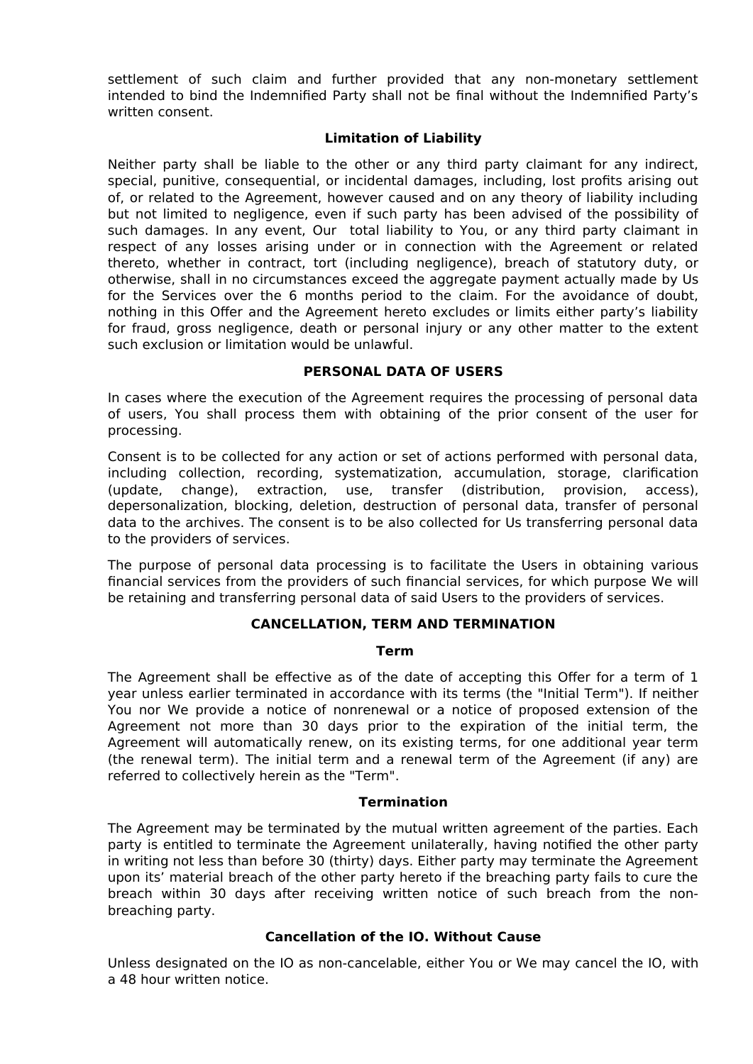settlement of such claim and further provided that any non-monetary settlement intended to bind the Indemnified Party shall not be final without the Indemnified Party's written consent.

### Limitation of Liability

Neither party shall be liable to the other or any third party claimant for any indirect, special, punitive, consequential, or incidental damages, including, lost profits arising out of, or related to the Agreement, however caused and on any theory of liability including but not limited to negligence, even if such party has been advised of the possibility of such damages. In any event, Our total liability to You, or any third party claimant in respect of any losses arising under or in connection with the Agreement or related thereto, whether in contract, tort (including negligence), breach of statutory duty, or otherwise, shall in no circumstances exceed the aggregate payment actually made by Us for the Services over the 6 months period to the claim. For the avoidance of doubt, nothing in this Offer and the Agreement hereto excludes or limits either party's liability for fraud, gross negligence, death or personal injury or any other matter to the extent such exclusion or limitation would be unlawful.

## PERSONAL DATA OF USERS

In cases where the execution of the Agreement requires the processing of personal data of users, You shall process them with obtaining of the prior consent of the user for processing.

Consent is to be collected for any action or set of actions performed with personal data, including collection, recording, systematization, accumulation, storage, clarification (update, change), extraction, use, transfer (distribution, provision, access), depersonalization, blocking, deletion, destruction of personal data, transfer of personal data to the archives. The consent is to be also collected for Us transferring personal data to the providers of services.

The purpose of personal data processing is to facilitate the Users in obtaining various financial services from the providers of such financial services, for which purpose We will be retaining and transferring personal data of said Users to the providers of services.

## CANCELLATION, TERM AND TERMINATION

### Term

The Agreement shall be effective as of the date of accepting this Offer for a term of 1 year unless earlier terminated in accordance with its terms (the "Initial Term"). If neither You nor We provide a notice of nonrenewal or a notice of proposed extension of the Agreement not more than 30 days prior to the expiration of the initial term, the Agreement will automatically renew, on its existing terms, for one additional year term (the renewal term). The initial term and a renewal term of the Agreement (if any) are referred to collectively herein as the "Term".

### Termination

The Agreement may be terminated by the mutual written agreement of the parties. Each party is entitled to terminate the Agreement unilaterally, having notified the other party in writing not less than before 30 (thirty) days. Either party may terminate the Agreement upon its' material breach of the other party hereto if the breaching party fails to cure the breach within 30 days after receiving written notice of such breach from the non-breaching party.

### Cancellation of the IO. Without Cause

Unless designated on the IO as non-cancelable, either You or We may cancel the IO, with a 48 hour written notice.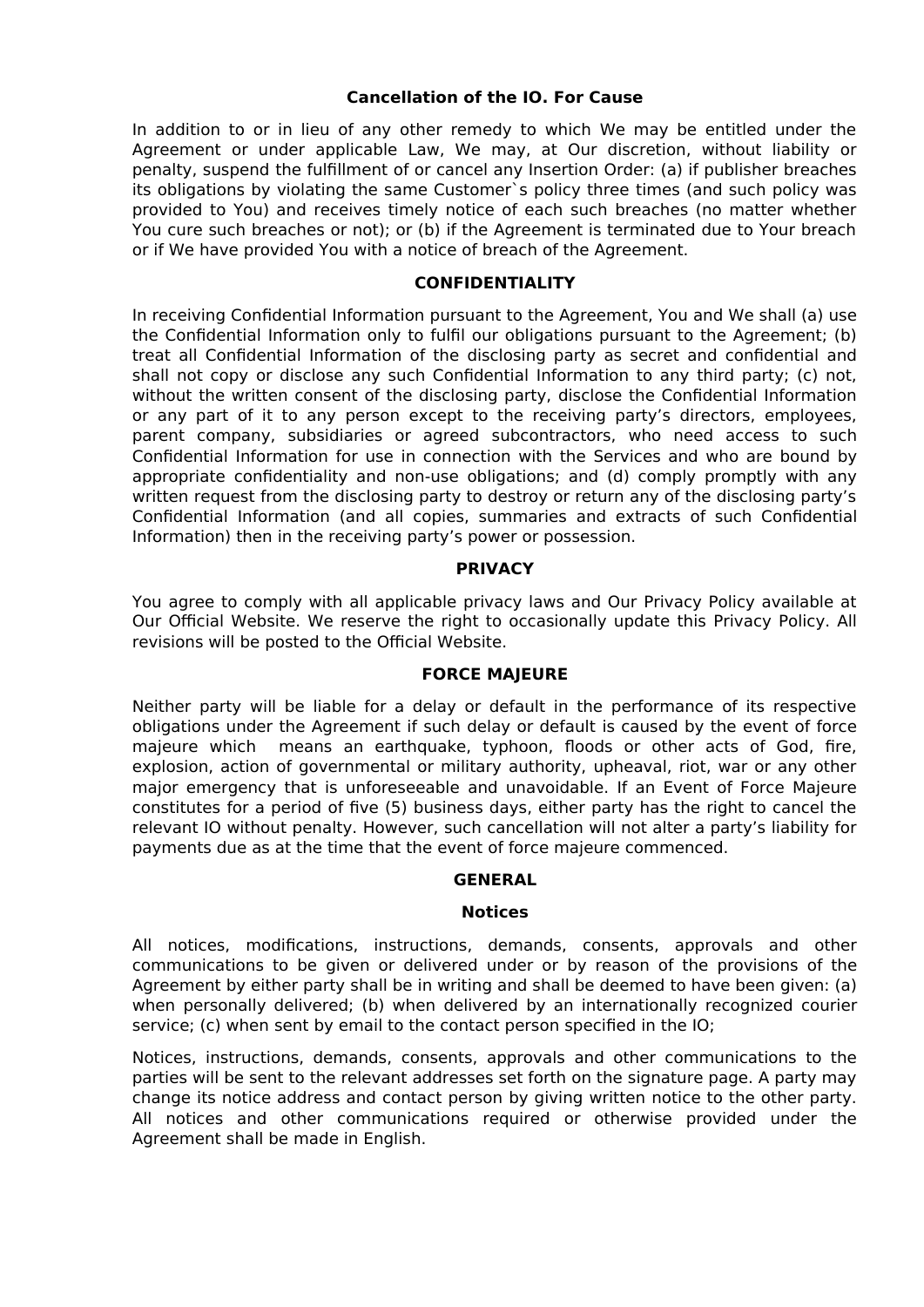## Cancellation of the IO. For Cause

In addition to or in lieu of any other remedy to which We may be entitled under the Agreement or under applicable Law, We may, at Our discretion, without liability or penalty, suspend the fulfillment of or cancel any Insertion Order: (a) if publisher breaches its obligations by violating the same Customer`s policy three times (and such policy was provided to You) and receives timely notice of each such breaches (no matter whether You cure such breaches or not); or (b) if the Agreement is terminated due to Your breach or if We have provided You with a notice of breach of the Agreement.

## CONFIDENTIALITY

In receiving Confidential Information pursuant to the Agreement, You and We shall (a) use the Confidential Information only to fulfil our obligations pursuant to the Agreement; (b) treat all Confidential Information of the disclosing party as secret and confidential and shall not copy or disclose any such Confidential Information to any third party; (c) not, without the written consent of the disclosing party, disclose the Confidential Information or any part of it to any person except to the receiving party's directors, employees, parent company, subsidiaries or agreed subcontractors, who need access to such Confidential Information for use in connection with the Services and who are bound by appropriate confidentiality and non-use obligations; and (d) comply promptly with any written request from the disclosing party to destroy or return any of the disclosing party's Confidential Information (and all copies, summaries and extracts of such Confidential Information) then in the receiving party's power or possession.

## PRIVACY

You agree to comply with all applicable privacy laws and Our Privacy Policy available at Our Official Website. We reserve the right to occasionally update this Privacy Policy. All revisions will be posted to the Official Website.

## FORCE MAJEURE

Neither party will be liable for a delay or default in the performance of its respective obligations under the Agreement if such delay or default is caused by the event of force majeure which means an earthquake, typhoon, floods or other acts of God, fire, explosion, action of governmental or military authority, upheaval, riot, war or any other major emergency that is unforeseeable and unavoidable. If an Event of Force Majeure constitutes for a period of five (5) business days, either party has the right to cancel the relevant IO without penalty. However, such cancellation will not alter a party's liability for payments due as at the time that the event of force majeure commenced.

## GENERAL

### Notices

All notices, modifications, instructions, demands, consents, approvals and other communications to be given or delivered under or by reason of the provisions of the Agreement by either party shall be in writing and shall be deemed to have been given: (a) when personally delivered; (b) when delivered by an internationally recognized courier service; (c) when sent by email to the contact person specified in the IO;

Notices, instructions, demands, consents, approvals and other communications to the parties will be sent to the relevant addresses set forth on the signature page. A party may change its notice address and contact person by giving written notice to the other party. All notices and other communications required or otherwise provided under the Agreement shall be made in English.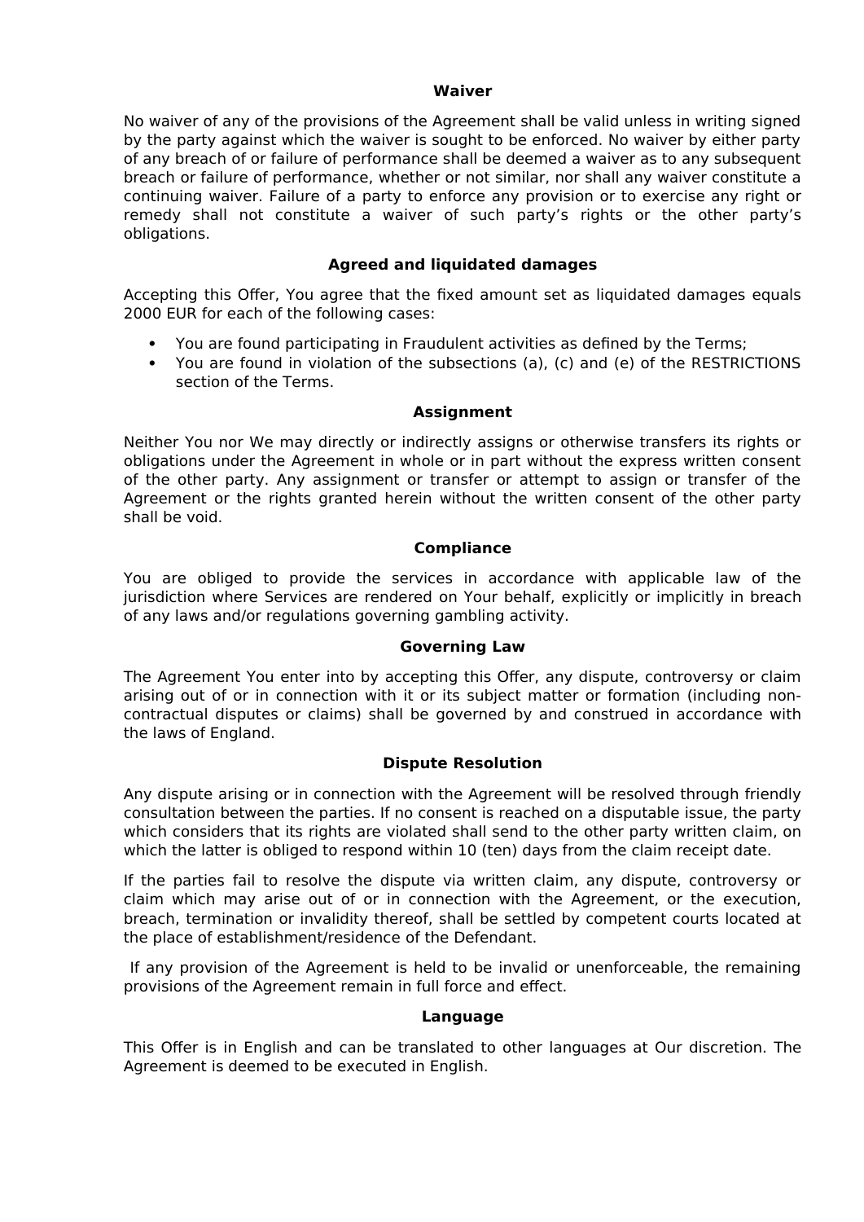### Waiver

No waiver of any of the provisions of the Agreement shall be valid unless in writing signed by the party against which the waiver is sought to be enforced. No waiver by either party of any breach of or failure of performance shall be deemed a waiver as to any subsequent breach or failure of performance, whether or not similar, nor shall any waiver constitute a continuing waiver. Failure of a party to enforce any provision or to exercise any right or remedy shall not constitute a waiver of such party's rights or the other party's obligations.

### Agreed and liquidated damages

Accepting this Offer, You agree that the fixed amount set as liquidated damages equals 2000 EUR for each of the following cases:

- You are found participating in Fraudulent activities as defined by the Terms;
- You are found in violation of the subsections (a), (c) and (e) of the RESTRICTIONS section of the Terms.

### Assignment

Neither You nor We may directly or indirectly assigns or otherwise transfers its rights or obligations under the Agreement in whole or in part without the express written consent of the other party. Any assignment or transfer or attempt to assign or transfer of the Agreement or the rights granted herein without the written consent of the other party shall be void.

### Compliance

You are obliged to provide the services in accordance with applicable law of the jurisdiction where Services are rendered on Your behalf, explicitly or implicitly in breach of any laws and/or regulations governing gambling activity.

### Governing Law

The Agreement You enter into by accepting this Offer, any dispute, controversy or claim arising out of or in connection with it or its subject matter or formation (including non-contractual disputes or claims) shall be governed by and construed in accordance with the laws of England.

### Dispute Resolution

Any dispute arising or in connection with the Agreement will be resolved through friendly consultation between the parties. If no consent is reached on a disputable issue, the party which considers that its rights are violated shall send to the other party written claim, on which the latter is obliged to respond within 10 (ten) days from the claim receipt date.

If the parties fail to resolve the dispute via written claim, any dispute, controversy or claim which may arise out of or in connection with the Agreement, or the execution, breach, termination or invalidity thereof, shall be settled by competent courts located at the place of establishment/residence of the Defendant.

If any provision of the Agreement is held to be invalid or unenforceable, the remaining provisions of the Agreement remain in full force and effect.

### Language

This Offer is in English and can be translated to other languages at Our discretion. The Agreement is deemed to be executed in English.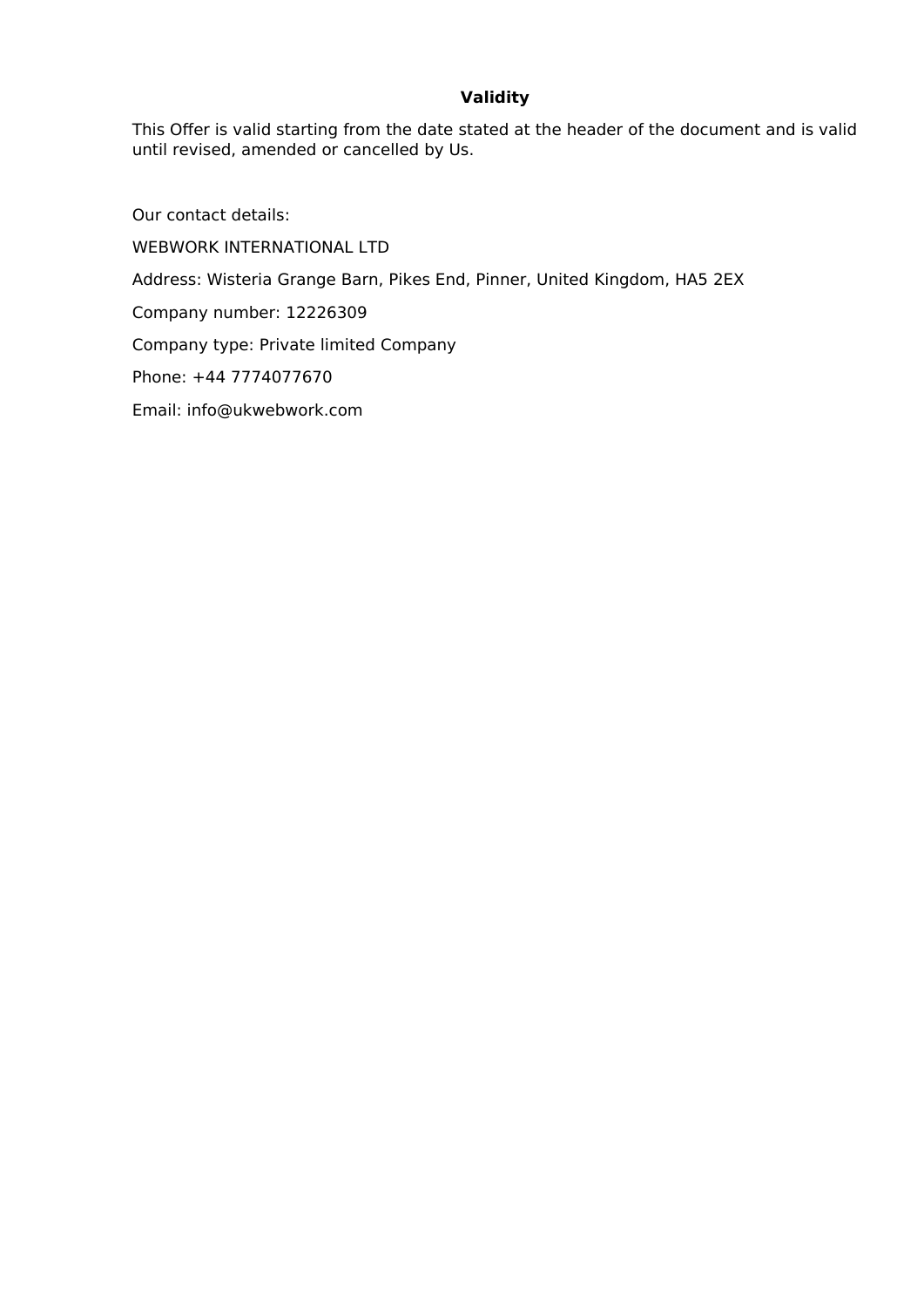**Validity**

This Offer is valid starting from the date stated at the header of the document and is valid until revised, amended or cancelled by Us.

Our contact details:

WEBWORK INTERNATIONAL LTD

Address: Wisteria Grange Barn, Pikes End, Pinner, United Kingdom, HA5 2EX

Company number: 12226309

Company type: Private limited Company

Phone: +44 7774077670

Email: info@ukwebwork.com